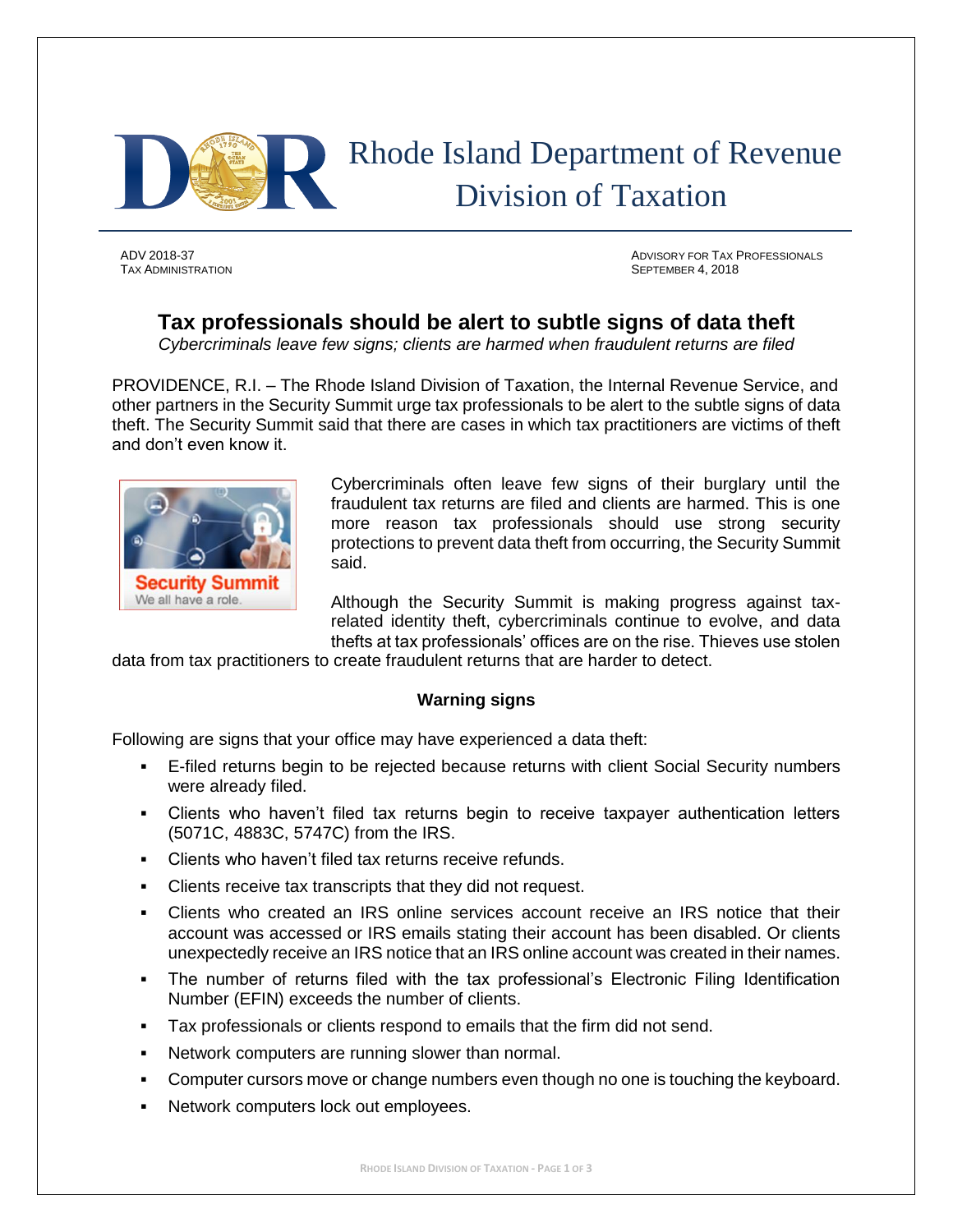# Rhode Island Department of Revenue
## Division of Taxation

ADV 2018-37
TAX ADMINISTRATION

ADVISORY FOR TAX PROFESSIONALS
SEPTEMBER 4, 2018

## Tax professionals should be alert to subtle signs of data theft

*Cybercriminals leave few signs; clients are harmed when fraudulent returns are filed*

PROVIDENCE, R.I. – The Rhode Island Division of Taxation, the Internal Revenue Service, and other partners in the Security Summit urge tax professionals to be alert to the subtle signs of data theft. The Security Summit said that there are cases in which tax practitioners are victims of theft and don't even know it.

Cybercriminals often leave few signs of their burglary until the fraudulent tax returns are filed and clients are harmed. This is one more reason tax professionals should use strong security protections to prevent data theft from occurring, the Security Summit said.

Although the Security Summit is making progress against tax-related identity theft, cybercriminals continue to evolve, and data thefts at tax professionals' offices are on the rise. Thieves use stolen data from tax practitioners to create fraudulent returns that are harder to detect.

### Warning signs

Following are signs that your office may have experienced a data theft:

- E-filed returns begin to be rejected because returns with client Social Security numbers were already filed.
- Clients who haven't filed tax returns begin to receive taxpayer authentication letters (5071C, 4883C, 5747C) from the IRS.
- Clients who haven't filed tax returns receive refunds.
- Clients receive tax transcripts that they did not request.
- Clients who created an IRS online services account receive an IRS notice that their account was accessed or IRS emails stating their account has been disabled. Or clients unexpectedly receive an IRS notice that an IRS online account was created in their names.
- The number of returns filed with the tax professional's Electronic Filing Identification Number (EFIN) exceeds the number of clients.
- Tax professionals or clients respond to emails that the firm did not send.
- Network computers are running slower than normal.
- Computer cursors move or change numbers even though no one is touching the keyboard.
- Network computers lock out employees.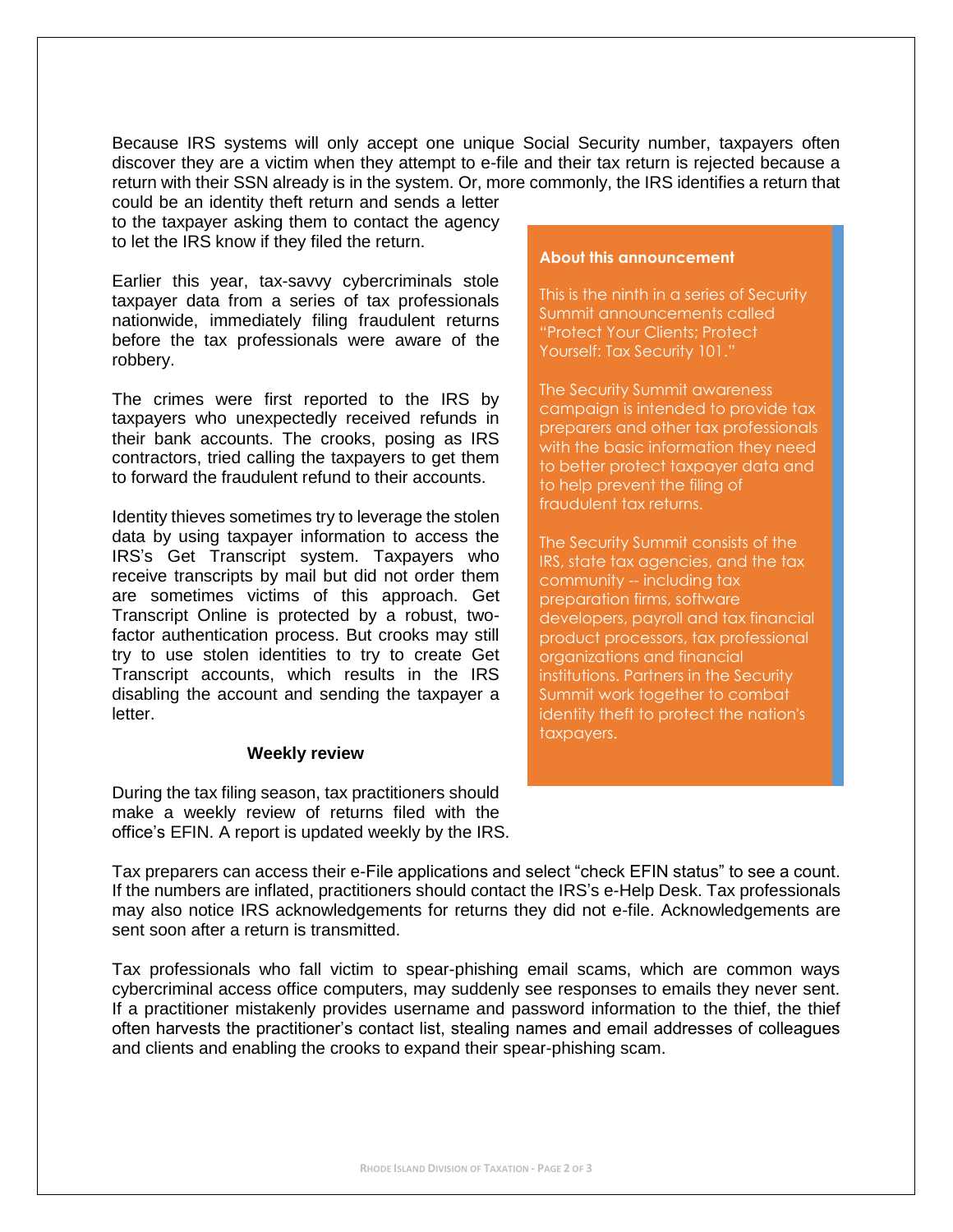Because IRS systems will only accept one unique Social Security number, taxpayers often discover they are a victim when they attempt to e-file and their tax return is rejected because a return with their SSN already is in the system. Or, more commonly, the IRS identifies a return that could be an identity theft return and sends a letter to the taxpayer asking them to contact the agency to let the IRS know if they filed the return.

Earlier this year, tax-savvy cybercriminals stole taxpayer data from a series of tax professionals nationwide, immediately filing fraudulent returns before the tax professionals were aware of the robbery.

The crimes were first reported to the IRS by taxpayers who unexpectedly received refunds in their bank accounts. The crooks, posing as IRS contractors, tried calling the taxpayers to get them to forward the fraudulent refund to their accounts.

Identity thieves sometimes try to leverage the stolen data by using taxpayer information to access the IRS's Get Transcript system. Taxpayers who receive transcripts by mail but did not order them are sometimes victims of this approach. Get Transcript Online is protected by a robust, two-factor authentication process. But crooks may still try to use stolen identities to try to create Get Transcript accounts, which results in the IRS disabling the account and sending the taxpayer a letter.

> **About this announcement**
>
> This is the ninth in a series of Security Summit announcements called "Protect Your Clients; Protect Yourself: Tax Security 101."
>
> The Security Summit awareness campaign is intended to provide tax preparers and other tax professionals with the basic information they need to better protect taxpayer data and to help prevent the filing of fraudulent tax returns.
>
> The Security Summit consists of the IRS, state tax agencies, and the tax community -- including tax preparation firms, software developers, payroll and tax financial product processors, tax professional organizations and financial institutions. Partners in the Security Summit work together to combat identity theft to protect the nation's taxpayers.

### Weekly review

During the tax filing season, tax practitioners should make a weekly review of returns filed with the office's EFIN. A report is updated weekly by the IRS.

Tax preparers can access their e-File applications and select "check EFIN status" to see a count. If the numbers are inflated, practitioners should contact the IRS's e-Help Desk. Tax professionals may also notice IRS acknowledgements for returns they did not e-file. Acknowledgements are sent soon after a return is transmitted.

Tax professionals who fall victim to spear-phishing email scams, which are common ways cybercriminal access office computers, may suddenly see responses to emails they never sent. If a practitioner mistakenly provides username and password information to the thief, the thief often harvests the practitioner's contact list, stealing names and email addresses of colleagues and clients and enabling the crooks to expand their spear-phishing scam.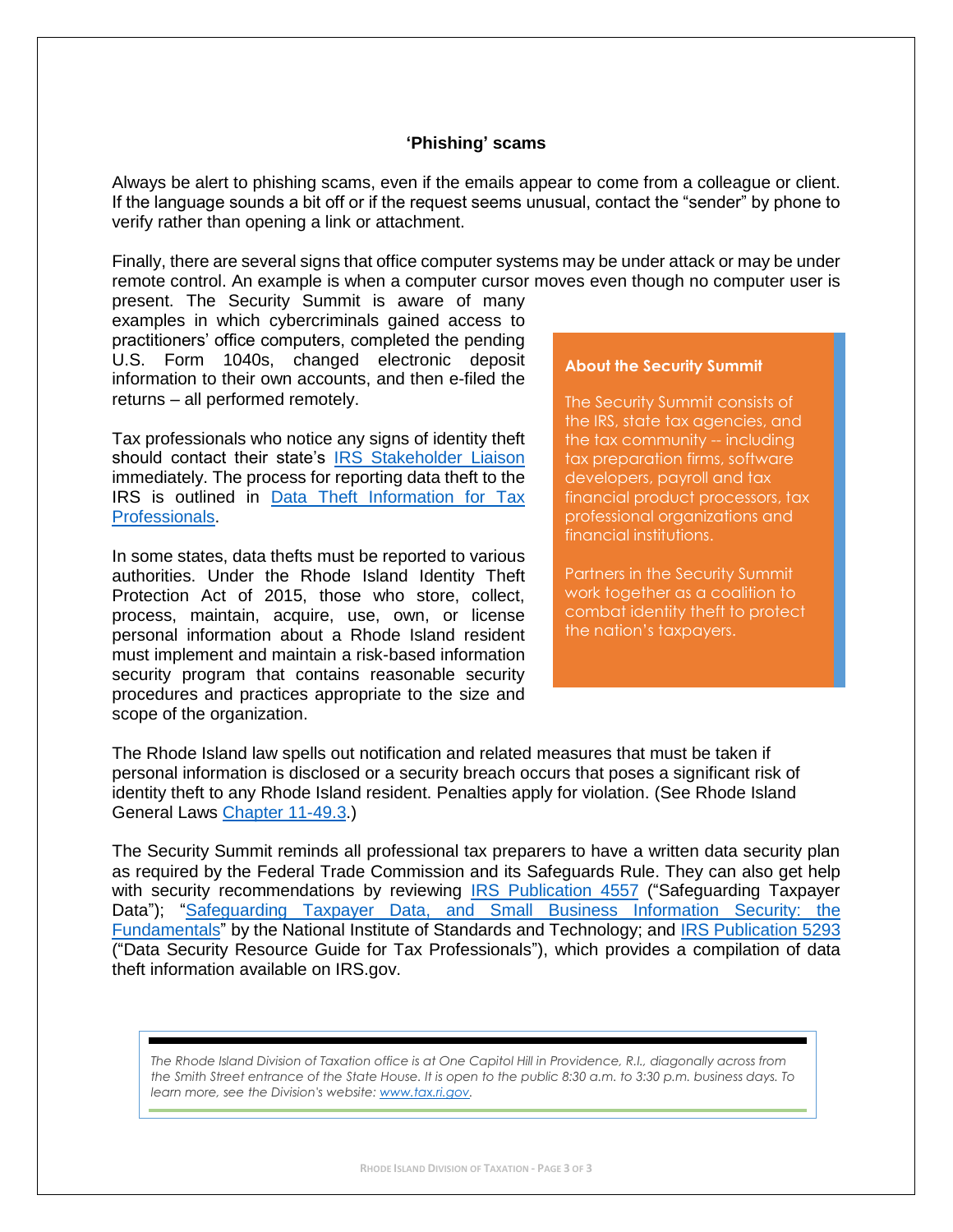### 'Phishing' scams

Always be alert to phishing scams, even if the emails appear to come from a colleague or client. If the language sounds a bit off or if the request seems unusual, contact the "sender" by phone to verify rather than opening a link or attachment.

Finally, there are several signs that office computer systems may be under attack or may be under remote control. An example is when a computer cursor moves even though no computer user is present. The Security Summit is aware of many examples in which cybercriminals gained access to practitioners' office computers, completed the pending U.S. Form 1040s, changed electronic deposit information to their own accounts, and then e-filed the returns – all performed remotely.

Tax professionals who notice any signs of identity theft should contact their state's IRS Stakeholder Liaison immediately. The process for reporting data theft to the IRS is outlined in Data Theft Information for Tax Professionals.

In some states, data thefts must be reported to various authorities. Under the Rhode Island Identity Theft Protection Act of 2015, those who store, collect, process, maintain, acquire, use, own, or license personal information about a Rhode Island resident must implement and maintain a risk-based information security program that contains reasonable security procedures and practices appropriate to the size and scope of the organization.

**About the Security Summit**

The Security Summit consists of the IRS, state tax agencies, and the tax community -- including tax preparation firms, software developers, payroll and tax financial product processors, tax professional organizations and financial institutions.

Partners in the Security Summit work together as a coalition to combat identity theft to protect the nation's taxpayers.

The Rhode Island law spells out notification and related measures that must be taken if personal information is disclosed or a security breach occurs that poses a significant risk of identity theft to any Rhode Island resident. Penalties apply for violation. (See Rhode Island General Laws Chapter 11-49.3.)

The Security Summit reminds all professional tax preparers to have a written data security plan as required by the Federal Trade Commission and its Safeguards Rule. They can also get help with security recommendations by reviewing IRS Publication 4557 ("Safeguarding Taxpayer Data"); "Safeguarding Taxpayer Data, and Small Business Information Security: the Fundamentals" by the National Institute of Standards and Technology; and IRS Publication 5293 ("Data Security Resource Guide for Tax Professionals"), which provides a compilation of data theft information available on IRS.gov.

*The Rhode Island Division of Taxation office is at One Capitol Hill in Providence, R.I., diagonally across from the Smith Street entrance of the State House. It is open to the public 8:30 a.m. to 3:30 p.m. business days. To learn more, see the Division's website: www.tax.ri.gov.*